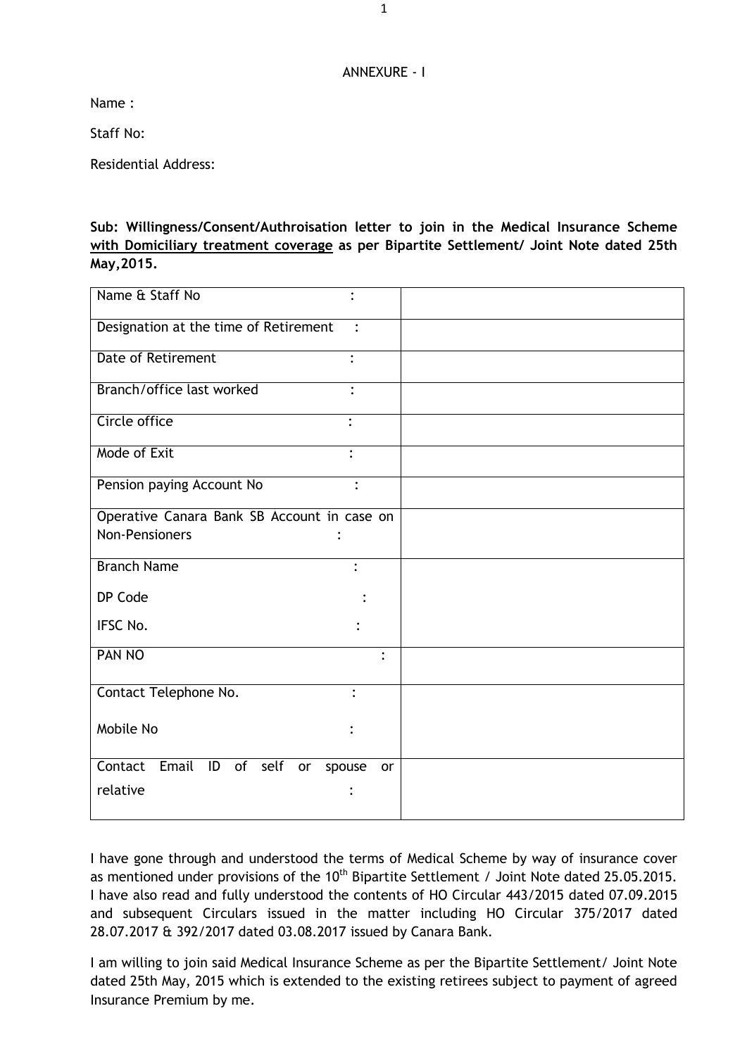ANNEXURE - I

Name :

Staff No:

Residential Address:

**Sub: Willingness/Consent/Authroisation letter to join in the Medical Insurance Scheme <u>with Domiciliary treatment coverage</u> as per Bipartite Settlement/ Joint Note dated 25th May,2015.**

| | |
|---|---|
| Name & Staff No : | |
| Designation at the time of Retirement : | |
| Date of Retirement : | |
| Branch/office last worked : | |
| Circle office : | |
| Mode of Exit : | |
| Pension paying Account No : | |
| Operative Canara Bank SB Account in case on Non-Pensioners : | |
| Branch Name :<br>DP Code :<br>IFSC No. : | |
| PAN NO : | |
| Contact Telephone No. :<br>Mobile No : | |
| Contact Email ID of self or spouse or relative : | |

I have gone through and understood the terms of Medical Scheme by way of insurance cover as mentioned under provisions of the 10th Bipartite Settlement / Joint Note dated 25.05.2015. I have also read and fully understood the contents of HO Circular 443/2015 dated 07.09.2015 and subsequent Circulars issued in the matter including HO Circular 375/2017 dated 28.07.2017 & 392/2017 dated 03.08.2017 issued by Canara Bank.

I am willing to join said Medical Insurance Scheme as per the Bipartite Settlement/ Joint Note dated 25th May, 2015 which is extended to the existing retirees subject to payment of agreed Insurance Premium by me.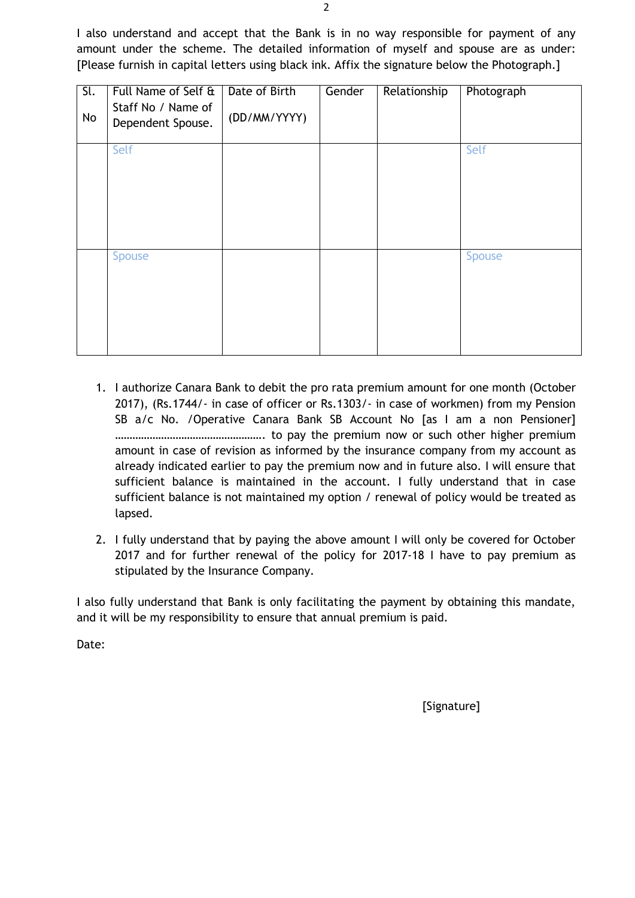I also understand and accept that the Bank is in no way responsible for payment of any amount under the scheme. The detailed information of myself and spouse are as under: [Please furnish in capital letters using black ink. Affix the signature below the Photograph.]

| Sl. No | Full Name of Self & Staff No / Name of Dependent Spouse. | Date of Birth (DD/MM/YYYY) | Gender | Relationship | Photograph |
|---|---|---|---|---|---|
| | Self | | | | Self |
| | Spouse | | | | Spouse |

1. I authorize Canara Bank to debit the pro rata premium amount for one month (October 2017), (Rs.1744/- in case of officer or Rs.1303/- in case of workmen) from my Pension SB a/c No. /Operative Canara Bank SB Account No [as I am a non Pensioner] ……………………………………………. to pay the premium now or such other higher premium amount in case of revision as informed by the insurance company from my account as already indicated earlier to pay the premium now and in future also. I will ensure that sufficient balance is maintained in the account. I fully understand that in case sufficient balance is not maintained my option / renewal of policy would be treated as lapsed.
2. I fully understand that by paying the above amount I will only be covered for October 2017 and for further renewal of the policy for 2017-18 I have to pay premium as stipulated by the Insurance Company.

I also fully understand that Bank is only facilitating the payment by obtaining this mandate, and it will be my responsibility to ensure that annual premium is paid.

Date:

[Signature]